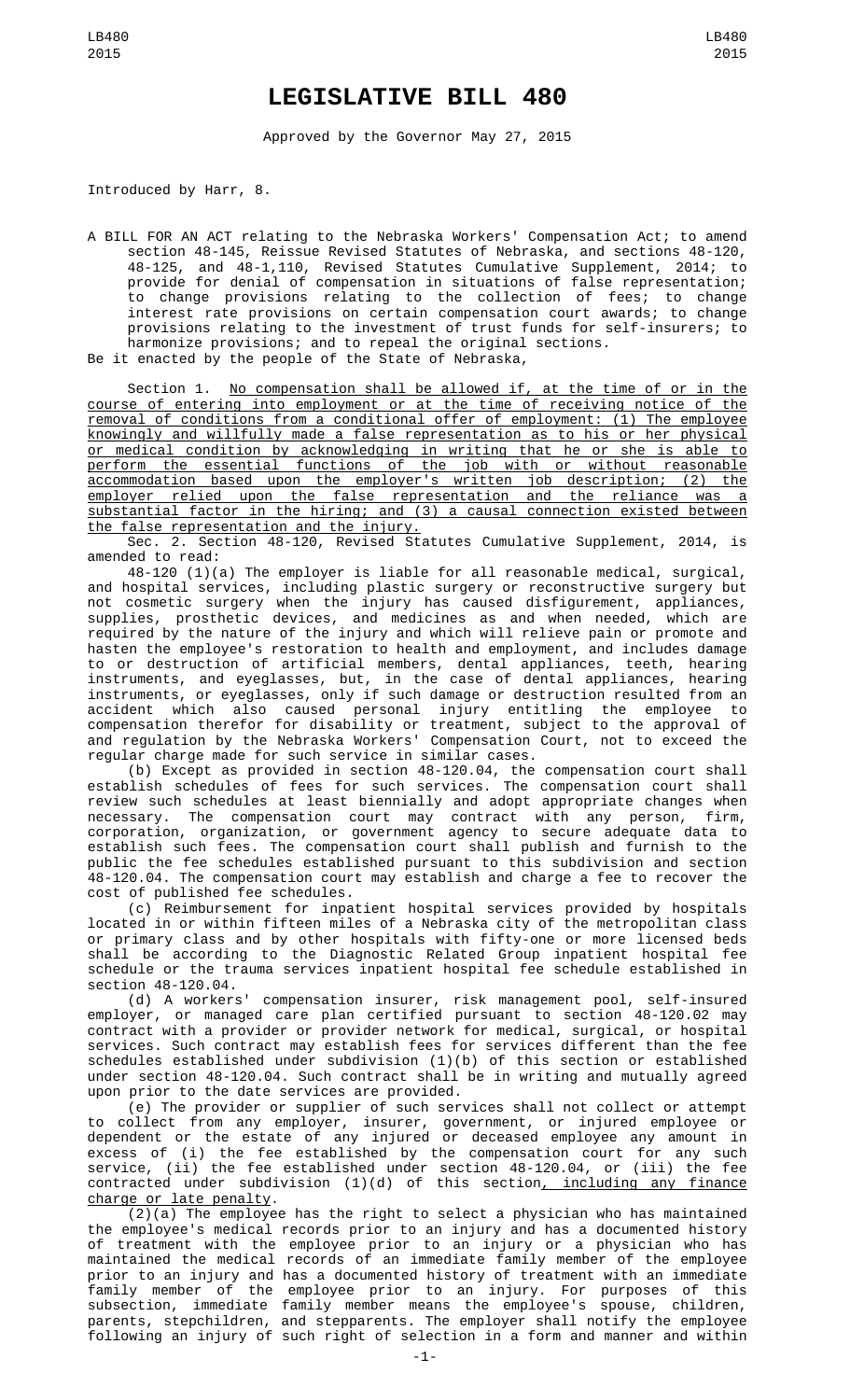# LEGISLATIVE BILL 480

Approved by the Governor May 27, 2015

Introduced by Harr, 8.

A BILL FOR AN ACT relating to the Nebraska Workers' Compensation Act; to amend section 48-145, Reissue Revised Statutes of Nebraska, and sections 48-120, 48-125, and 48-1,110, Revised Statutes Cumulative Supplement, 2014; to provide for denial of compensation in situations of false representation; to change provisions relating to the collection of fees; to change interest rate provisions on certain compensation court awards; to change provisions relating to the investment of trust funds for self-insurers; to harmonize provisions; and to repeal the original sections.

Be it enacted by the people of the State of Nebraska,

Section 1. No compensation shall be allowed if, at the time of or in the course of entering into employment or at the time of receiving notice of the removal of conditions from a conditional offer of employment: (1) The employee knowingly and willfully made a false representation as to his or her physical or medical condition by acknowledging in writing that he or she is able to perform the essential functions of the job with or without reasonable accommodation based upon the employer's written job description; (2) the employer relied upon the false representation and the reliance was a substantial factor in the hiring; and (3) a causal connection existed between the false representation and the injury.

Sec. 2. Section 48-120, Revised Statutes Cumulative Supplement, 2014, is amended to read:

48-120 (1)(a) The employer is liable for all reasonable medical, surgical, and hospital services, including plastic surgery or reconstructive surgery but not cosmetic surgery when the injury has caused disfigurement, appliances, supplies, prosthetic devices, and medicines as and when needed, which are required by the nature of the injury and which will relieve pain or promote and hasten the employee's restoration to health and employment, and includes damage to or destruction of artificial members, dental appliances, teeth, hearing instruments, and eyeglasses, but, in the case of dental appliances, hearing instruments, or eyeglasses, only if such damage or destruction resulted from an accident which also caused personal injury entitling the employee to compensation therefor for disability or treatment, subject to the approval of and regulation by the Nebraska Workers' Compensation Court, not to exceed the regular charge made for such service in similar cases.

(b) Except as provided in section 48-120.04, the compensation court shall establish schedules of fees for such services. The compensation court shall review such schedules at least biennially and adopt appropriate changes when necessary. The compensation court may contract with any person, firm, corporation, organization, or government agency to secure adequate data to establish such fees. The compensation court shall publish and furnish to the public the fee schedules established pursuant to this subdivision and section 48-120.04. The compensation court may establish and charge a fee to recover the cost of published fee schedules.

(c) Reimbursement for inpatient hospital services provided by hospitals located in or within fifteen miles of a Nebraska city of the metropolitan class or primary class and by other hospitals with fifty-one or more licensed beds shall be according to the Diagnostic Related Group inpatient hospital fee schedule or the trauma services inpatient hospital fee schedule established in section 48-120.04.

(d) A workers' compensation insurer, risk management pool, self-insured employer, or managed care plan certified pursuant to section 48-120.02 may contract with a provider or provider network for medical, surgical, or hospital services. Such contract may establish fees for services different than the fee schedules established under subdivision (1)(b) of this section or established under section 48-120.04. Such contract shall be in writing and mutually agreed upon prior to the date services are provided.

(e) The provider or supplier of such services shall not collect or attempt to collect from any employer, insurer, government, or injured employee or dependent or the estate of any injured or deceased employee any amount in excess of (i) the fee established by the compensation court for any such service, (ii) the fee established under section 48-120.04, or (iii) the fee contracted under subdivision (1)(d) of this section, including any finance charge or late penalty.

(2)(a) The employee has the right to select a physician who has maintained the employee's medical records prior to an injury and has a documented history of treatment with the employee prior to an injury or a physician who has maintained the medical records of an immediate family member of the employee prior to an injury and has a documented history of treatment with an immediate family member of the employee prior to an injury. For purposes of this subsection, immediate family member means the employee's spouse, children, parents, stepchildren, and stepparents. The employer shall notify the employee following an injury of such right of selection in a form and manner and within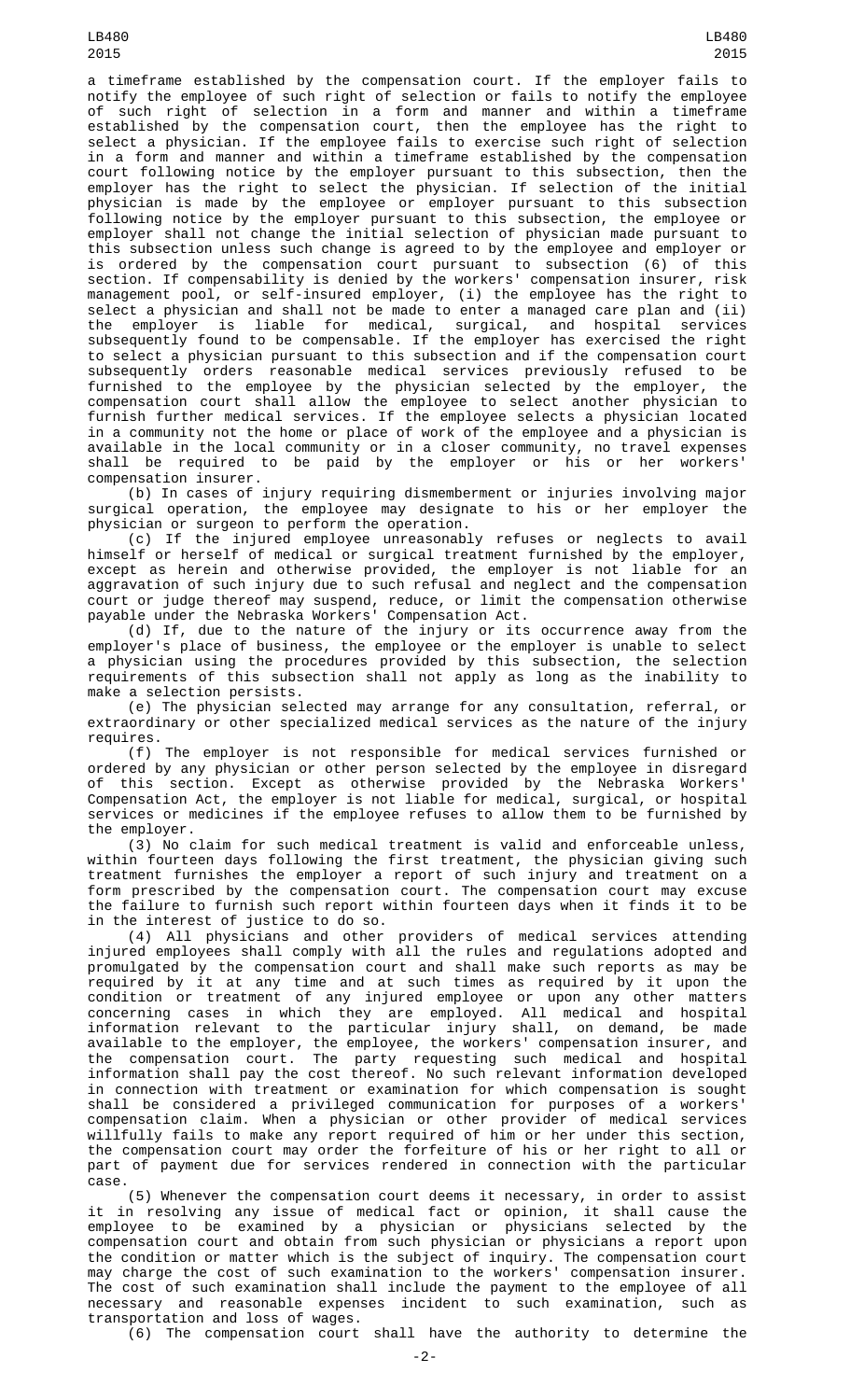a timeframe established by the compensation court. If the employer fails to notify the employee of such right of selection or fails to notify the employee of such right of selection in a form and manner and within a timeframe established by the compensation court, then the employee has the right to select a physician. If the employee fails to exercise such right of selection in a form and manner and within a timeframe established by the compensation court following notice by the employer pursuant to this subsection, then the employer has the right to select the physician. If selection of the initial physician is made by the employee or employer pursuant to this subsection following notice by the employer pursuant to this subsection, the employee or employer shall not change the initial selection of physician made pursuant to this subsection unless such change is agreed to by the employee and employer or is ordered by the compensation court pursuant to subsection (6) of this section. If compensability is denied by the workers' compensation insurer, risk management pool, or self-insured employer, (i) the employee has the right to select a physician and shall not be made to enter a managed care plan and (ii) the employer is liable for medical, surgical, and hospital services subsequently found to be compensable. If the employer has exercised the right to select a physician pursuant to this subsection and if the compensation court subsequently orders reasonable medical services previously refused to be furnished to the employee by the physician selected by the employer, the compensation court shall allow the employee to select another physician to furnish further medical services. If the employee selects a physician located in a community not the home or place of work of the employee and a physician is available in the local community or in a closer community, no travel expenses shall be required to be paid by the employer or his or her workers' compensation insurer.

(b) In cases of injury requiring dismemberment or injuries involving major surgical operation, the employee may designate to his or her employer the physician or surgeon to perform the operation.

(c) If the injured employee unreasonably refuses or neglects to avail himself or herself of medical or surgical treatment furnished by the employer, except as herein and otherwise provided, the employer is not liable for an aggravation of such injury due to such refusal and neglect and the compensation court or judge thereof may suspend, reduce, or limit the compensation otherwise payable under the Nebraska Workers' Compensation Act.

(d) If, due to the nature of the injury or its occurrence away from the employer's place of business, the employee or the employer is unable to select a physician using the procedures provided by this subsection, the selection requirements of this subsection shall not apply as long as the inability to make a selection persists.

(e) The physician selected may arrange for any consultation, referral, or extraordinary or other specialized medical services as the nature of the injury requires.

(f) The employer is not responsible for medical services furnished or ordered by any physician or other person selected by the employee in disregard of this section. Except as otherwise provided by the Nebraska Workers' Compensation Act, the employer is not liable for medical, surgical, or hospital services or medicines if the employee refuses to allow them to be furnished by the employer.

(3) No claim for such medical treatment is valid and enforceable unless, within fourteen days following the first treatment, the physician giving such treatment furnishes the employer a report of such injury and treatment on a form prescribed by the compensation court. The compensation court may excuse the failure to furnish such report within fourteen days when it finds it to be in the interest of justice to do so.

(4) All physicians and other providers of medical services attending injured employees shall comply with all the rules and regulations adopted and promulgated by the compensation court and shall make such reports as may be required by it at any time and at such times as required by it upon the condition or treatment of any injured employee or upon any other matters concerning cases in which they are employed. All medical and hospital information relevant to the particular injury shall, on demand, be made available to the employer, the employee, the workers' compensation insurer, and the compensation court. The party requesting such medical and hospital information shall pay the cost thereof. No such relevant information developed in connection with treatment or examination for which compensation is sought shall be considered a privileged communication for purposes of a workers' compensation claim. When a physician or other provider of medical services willfully fails to make any report required of him or her under this section, the compensation court may order the forfeiture of his or her right to all or part of payment due for services rendered in connection with the particular case.

(5) Whenever the compensation court deems it necessary, in order to assist it in resolving any issue of medical fact or opinion, it shall cause the employee to be examined by a physician or physicians selected by the compensation court and obtain from such physician or physicians a report upon the condition or matter which is the subject of inquiry. The compensation court may charge the cost of such examination to the workers' compensation insurer. The cost of such examination shall include the payment to the employee of all necessary and reasonable expenses incident to such examination, such as transportation and loss of wages.

(6) The compensation court shall have the authority to determine the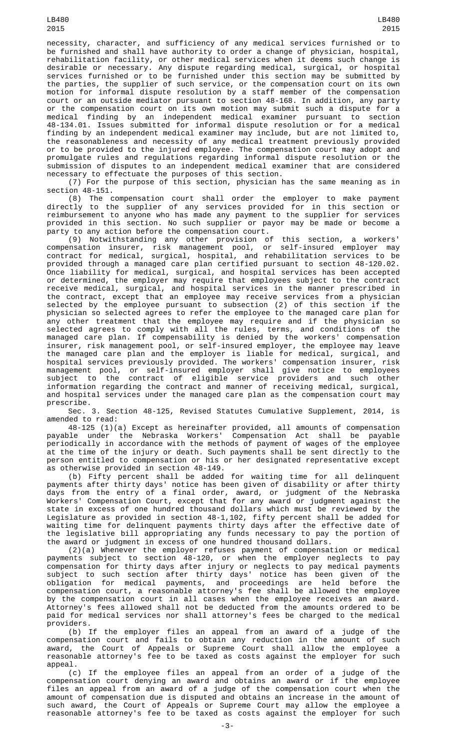necessity, character, and sufficiency of any medical services furnished or to be furnished and shall have authority to order a change of physician, hospital, rehabilitation facility, or other medical services when it deems such change is desirable or necessary. Any dispute regarding medical, surgical, or hospital services furnished or to be furnished under this section may be submitted by the parties, the supplier of such service, or the compensation court on its own motion for informal dispute resolution by a staff member of the compensation court or an outside mediator pursuant to section 48-168. In addition, any party or the compensation court on its own motion may submit such a dispute for a medical finding by an independent medical examiner pursuant to section 48-134.01. Issues submitted for informal dispute resolution or for a medical finding by an independent medical examiner may include, but are not limited to, the reasonableness and necessity of any medical treatment previously provided or to be provided to the injured employee. The compensation court may adopt and promulgate rules and regulations regarding informal dispute resolution or the submission of disputes to an independent medical examiner that are considered necessary to effectuate the purposes of this section.

(7) For the purpose of this section, physician has the same meaning as in section 48-151.

(8) The compensation court shall order the employer to make payment directly to the supplier of any services provided for in this section or reimbursement to anyone who has made any payment to the supplier for services provided in this section. No such supplier or payor may be made or become a party to any action before the compensation court.

(9) Notwithstanding any other provision of this section, a workers' compensation insurer, risk management pool, or self-insured employer may contract for medical, surgical, hospital, and rehabilitation services to be provided through a managed care plan certified pursuant to section 48-120.02. Once liability for medical, surgical, and hospital services has been accepted or determined, the employer may require that employees subject to the contract receive medical, surgical, and hospital services in the manner prescribed in the contract, except that an employee may receive services from a physician selected by the employee pursuant to subsection (2) of this section if the physician so selected agrees to refer the employee to the managed care plan for any other treatment that the employee may require and if the physician so selected agrees to comply with all the rules, terms, and conditions of the managed care plan. If compensability is denied by the workers' compensation insurer, risk management pool, or self-insured employer, the employee may leave the managed care plan and the employer is liable for medical, surgical, and hospital services previously provided. The workers' compensation insurer, risk management pool, or self-insured employer shall give notice to employees subject to the contract of eligible service providers and such other information regarding the contract and manner of receiving medical, surgical, and hospital services under the managed care plan as the compensation court may prescribe.

Sec. 3. Section 48-125, Revised Statutes Cumulative Supplement, 2014, is amended to read:

48-125 (1)(a) Except as hereinafter provided, all amounts of compensation payable under the Nebraska Workers' Compensation Act shall be payable periodically in accordance with the methods of payment of wages of the employee at the time of the injury or death. Such payments shall be sent directly to the person entitled to compensation or his or her designated representative except as otherwise provided in section 48-149.

(b) Fifty percent shall be added for waiting time for all delinquent payments after thirty days' notice has been given of disability or after thirty days from the entry of a final order, award, or judgment of the Nebraska Workers' Compensation Court, except that for any award or judgment against the state in excess of one hundred thousand dollars which must be reviewed by the Legislature as provided in section 48-1,102, fifty percent shall be added for waiting time for delinquent payments thirty days after the effective date of the legislative bill appropriating any funds necessary to pay the portion of the award or judgment in excess of one hundred thousand dollars.

(2)(a) Whenever the employer refuses payment of compensation or medical payments subject to section 48-120, or when the employer neglects to pay compensation for thirty days after injury or neglects to pay medical payments subject to such section after thirty days' notice has been given of the obligation for medical payments, and proceedings are held before the compensation court, a reasonable attorney's fee shall be allowed the employee by the compensation court in all cases when the employee receives an award. Attorney's fees allowed shall not be deducted from the amounts ordered to be paid for medical services nor shall attorney's fees be charged to the medical providers.

(b) If the employer files an appeal from an award of a judge of the compensation court and fails to obtain any reduction in the amount of such award, the Court of Appeals or Supreme Court shall allow the employee a reasonable attorney's fee to be taxed as costs against the employer for such appeal.

(c) If the employee files an appeal from an order of a judge of the compensation court denying an award and obtains an award or if the employee files an appeal from an award of a judge of the compensation court when the amount of compensation due is disputed and obtains an increase in the amount of such award, the Court of Appeals or Supreme Court may allow the employee a reasonable attorney's fee to be taxed as costs against the employer for such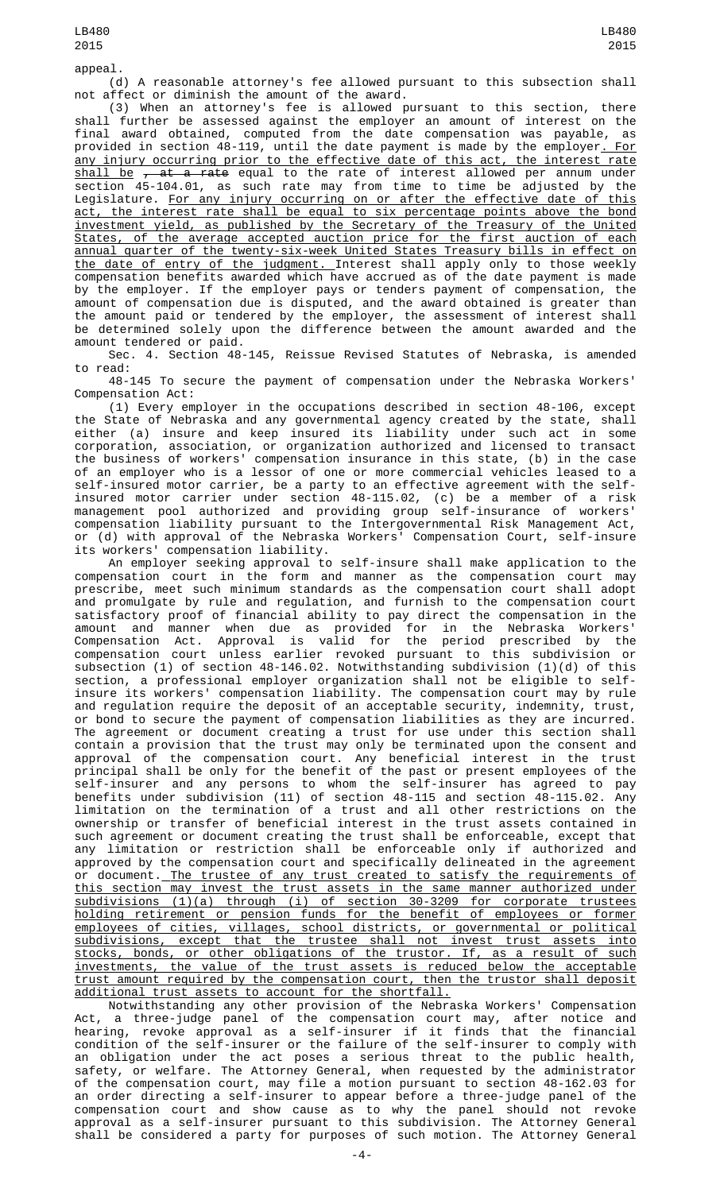appeal.

(d) A reasonable attorney's fee allowed pursuant to this subsection shall not affect or diminish the amount of the award.

(3) When an attorney's fee is allowed pursuant to this section, there shall further be assessed against the employer an amount of interest on the final award obtained, computed from the date compensation was payable, as provided in section 48-119, until the date payment is made by the employer. For any injury occurring prior to the effective date of this act, the interest rate shall be ~~, at a rate~~ equal to the rate of interest allowed per annum under section 45-104.01, as such rate may from time to time be adjusted by the Legislature. For any injury occurring on or after the effective date of this act, the interest rate shall be equal to six percentage points above the bond investment yield, as published by the Secretary of the Treasury of the United States, of the average accepted auction price for the first auction of each annual quarter of the twenty-six-week United States Treasury bills in effect on the date of entry of the judgment. Interest shall apply only to those weekly compensation benefits awarded which have accrued as of the date payment is made by the employer. If the employer pays or tenders payment of compensation, the amount of compensation due is disputed, and the award obtained is greater than the amount paid or tendered by the employer, the assessment of interest shall be determined solely upon the difference between the amount awarded and the amount tendered or paid.

Sec. 4. Section 48-145, Reissue Revised Statutes of Nebraska, is amended to read:

48-145 To secure the payment of compensation under the Nebraska Workers' Compensation Act:

(1) Every employer in the occupations described in section 48-106, except the State of Nebraska and any governmental agency created by the state, shall either (a) insure and keep insured its liability under such act in some corporation, association, or organization authorized and licensed to transact the business of workers' compensation insurance in this state, (b) in the case of an employer who is a lessor of one or more commercial vehicles leased to a self-insured motor carrier, be a party to an effective agreement with the self-insured motor carrier under section 48-115.02, (c) be a member of a risk management pool authorized and providing group self-insurance of workers' compensation liability pursuant to the Intergovernmental Risk Management Act, or (d) with approval of the Nebraska Workers' Compensation Court, self-insure its workers' compensation liability.

An employer seeking approval to self-insure shall make application to the compensation court in the form and manner as the compensation court may prescribe, meet such minimum standards as the compensation court shall adopt and promulgate by rule and regulation, and furnish to the compensation court satisfactory proof of financial ability to pay direct the compensation in the amount and manner when due as provided for in the Nebraska Workers' Compensation Act. Approval is valid for the period prescribed by the compensation court unless earlier revoked pursuant to this subdivision or subsection (1) of section 48-146.02. Notwithstanding subdivision (1)(d) of this section, a professional employer organization shall not be eligible to self-insure its workers' compensation liability. The compensation court may by rule and regulation require the deposit of an acceptable security, indemnity, trust, or bond to secure the payment of compensation liabilities as they are incurred. The agreement or document creating a trust for use under this section shall contain a provision that the trust may only be terminated upon the consent and approval of the compensation court. Any beneficial interest in the trust principal shall be only for the benefit of the past or present employees of the self-insurer and any persons to whom the self-insurer has agreed to pay benefits under subdivision (11) of section 48-115 and section 48-115.02. Any limitation on the termination of a trust and all other restrictions on the ownership or transfer of beneficial interest in the trust assets contained in such agreement or document creating the trust shall be enforceable, except that any limitation or restriction shall be enforceable only if authorized and approved by the compensation court and specifically delineated in the agreement or document. The trustee of any trust created to satisfy the requirements of this section may invest the trust assets in the same manner authorized under subdivisions (1)(a) through (i) of section 30-3209 for corporate trustees holding retirement or pension funds for the benefit of employees or former employees of cities, villages, school districts, or governmental or political subdivisions, except that the trustee shall not invest trust assets into stocks, bonds, or other obligations of the trustor. If, as a result of such investments, the value of the trust assets is reduced below the acceptable trust amount required by the compensation court, then the trustor shall deposit additional trust assets to account for the shortfall.

Notwithstanding any other provision of the Nebraska Workers' Compensation Act, a three-judge panel of the compensation court may, after notice and hearing, revoke approval as a self-insurer if it finds that the financial condition of the self-insurer or the failure of the self-insurer to comply with an obligation under the act poses a serious threat to the public health, safety, or welfare. The Attorney General, when requested by the administrator of the compensation court, may file a motion pursuant to section 48-162.03 for an order directing a self-insurer to appear before a three-judge panel of the compensation court and show cause as to why the panel should not revoke approval as a self-insurer pursuant to this subdivision. The Attorney General shall be considered a party for purposes of such motion. The Attorney General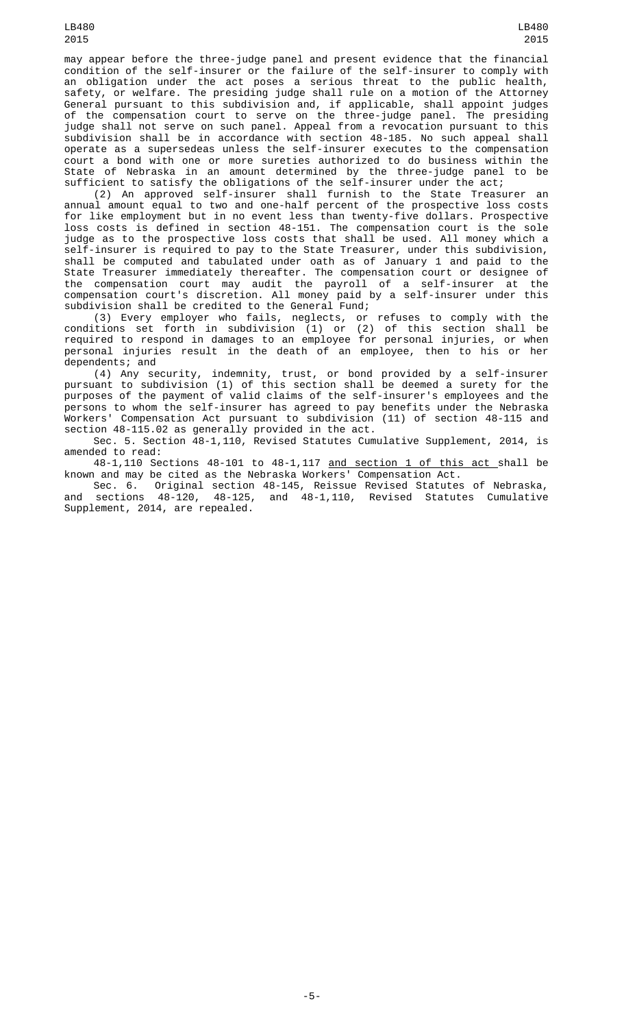may appear before the three-judge panel and present evidence that the financial condition of the self-insurer or the failure of the self-insurer to comply with an obligation under the act poses a serious threat to the public health, safety, or welfare. The presiding judge shall rule on a motion of the Attorney General pursuant to this subdivision and, if applicable, shall appoint judges of the compensation court to serve on the three-judge panel. The presiding judge shall not serve on such panel. Appeal from a revocation pursuant to this subdivision shall be in accordance with section 48-185. No such appeal shall operate as a supersedeas unless the self-insurer executes to the compensation court a bond with one or more sureties authorized to do business within the State of Nebraska in an amount determined by the three-judge panel to be sufficient to satisfy the obligations of the self-insurer under the act;

(2) An approved self-insurer shall furnish to the State Treasurer an annual amount equal to two and one-half percent of the prospective loss costs for like employment but in no event less than twenty-five dollars. Prospective loss costs is defined in section 48-151. The compensation court is the sole judge as to the prospective loss costs that shall be used. All money which a self-insurer is required to pay to the State Treasurer, under this subdivision, shall be computed and tabulated under oath as of January 1 and paid to the State Treasurer immediately thereafter. The compensation court or designee of the compensation court may audit the payroll of a self-insurer at the compensation court's discretion. All money paid by a self-insurer under this subdivision shall be credited to the General Fund;

(3) Every employer who fails, neglects, or refuses to comply with the conditions set forth in subdivision (1) or (2) of this section shall be required to respond in damages to an employee for personal injuries, or when personal injuries result in the death of an employee, then to his or her dependents; and

(4) Any security, indemnity, trust, or bond provided by a self-insurer pursuant to subdivision (1) of this section shall be deemed a surety for the purposes of the payment of valid claims of the self-insurer's employees and the persons to whom the self-insurer has agreed to pay benefits under the Nebraska Workers' Compensation Act pursuant to subdivision (11) of section 48-115 and section 48-115.02 as generally provided in the act.

Sec. 5. Section 48-1,110, Revised Statutes Cumulative Supplement, 2014, is amended to read:

48-1,110 Sections 48-101 to 48-1,117 and section 1 of this act shall be known and may be cited as the Nebraska Workers' Compensation Act.

Sec. 6. Original section 48-145, Reissue Revised Statutes of Nebraska, and sections 48-120, 48-125, and 48-1,110, Revised Statutes Cumulative Supplement, 2014, are repealed.